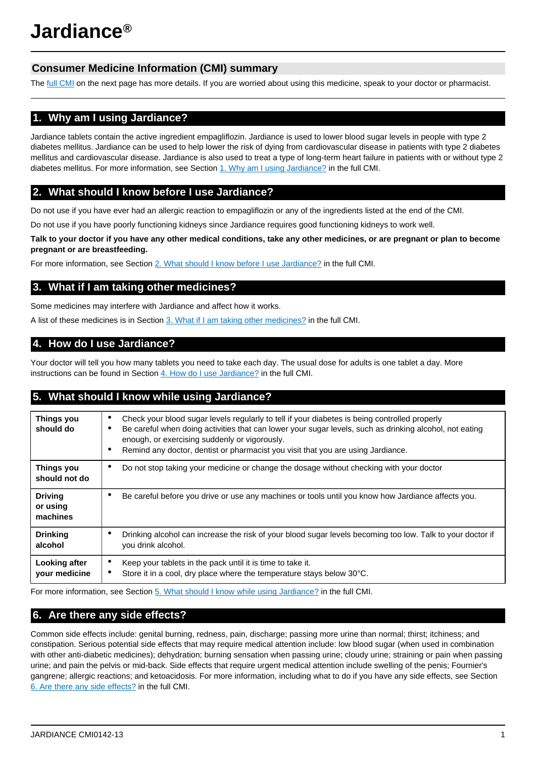# Jardiance®

## Consumer Medicine Information (CMI) summary

The [full CMI](#) on the next page has more details. If you are worried about using this medicine, speak to your doctor or pharmacist.

## 1. Why am I using Jardiance?

Jardiance tablets contain the active ingredient empagliflozin. Jardiance is used to lower blood sugar levels in people with type 2 diabetes mellitus. Jardiance can be used to help lower the risk of dying from cardiovascular disease in patients with type 2 diabetes mellitus and cardiovascular disease. Jardiance is also used to treat a type of long-term heart failure in patients with or without type 2 diabetes mellitus. For more information, see Section [1. Why am I using Jardiance?](#) in the full CMI.

## 2. What should I know before I use Jardiance?

Do not use if you have ever had an allergic reaction to empagliflozin or any of the ingredients listed at the end of the CMI.

Do not use if you have poorly functioning kidneys since Jardiance requires good functioning kidneys to work well.

**Talk to your doctor if you have any other medical conditions, take any other medicines, or are pregnant or plan to become pregnant or are breastfeeding.**

For more information, see Section [2. What should I know before I use Jardiance?](#) in the full CMI.

## 3. What if I am taking other medicines?

Some medicines may interfere with Jardiance and affect how it works.

A list of these medicines is in Section [3. What if I am taking other medicines?](#) in the full CMI.

## 4. How do I use Jardiance?

Your doctor will tell you how many tablets you need to take each day. The usual dose for adults is one tablet a day. More instructions can be found in Section [4. How do I use Jardiance?](#) in the full CMI.

## 5. What should I know while using Jardiance?

| | |
|---|---|
| **Things you should do** | • Check your blood sugar levels regularly to tell if your diabetes is being controlled properly<br>• Be careful when doing activities that can lower your sugar levels, such as drinking alcohol, not eating enough, or exercising suddenly or vigorously.<br>• Remind any doctor, dentist or pharmacist you visit that you are using Jardiance. |
| **Things you should not do** | • Do not stop taking your medicine or change the dosage without checking with your doctor |
| **Driving or using machines** | • Be careful before you drive or use any machines or tools until you know how Jardiance affects you. |
| **Drinking alcohol** | • Drinking alcohol can increase the risk of your blood sugar levels becoming too low. Talk to your doctor if you drink alcohol. |
| **Looking after your medicine** | • Keep your tablets in the pack until it is time to take it.<br>• Store it in a cool, dry place where the temperature stays below 30°C. |

For more information, see Section [5. What should I know while using Jardiance?](#) in the full CMI.

## 6. Are there any side effects?

Common side effects include: genital burning, redness, pain, discharge; passing more urine than normal; thirst; itchiness; and constipation. Serious potential side effects that may require medical attention include: low blood sugar (when used in combination with other anti-diabetic medicines); dehydration; burning sensation when passing urine; cloudy urine; straining or pain when passing urine; and pain the pelvis or mid-back. Side effects that require urgent medical attention include swelling of the penis; Fournier's gangrene; allergic reactions; and ketoacidosis. For more information, including what to do if you have any side effects, see Section [6. Are there any side effects?](#) in the full CMI.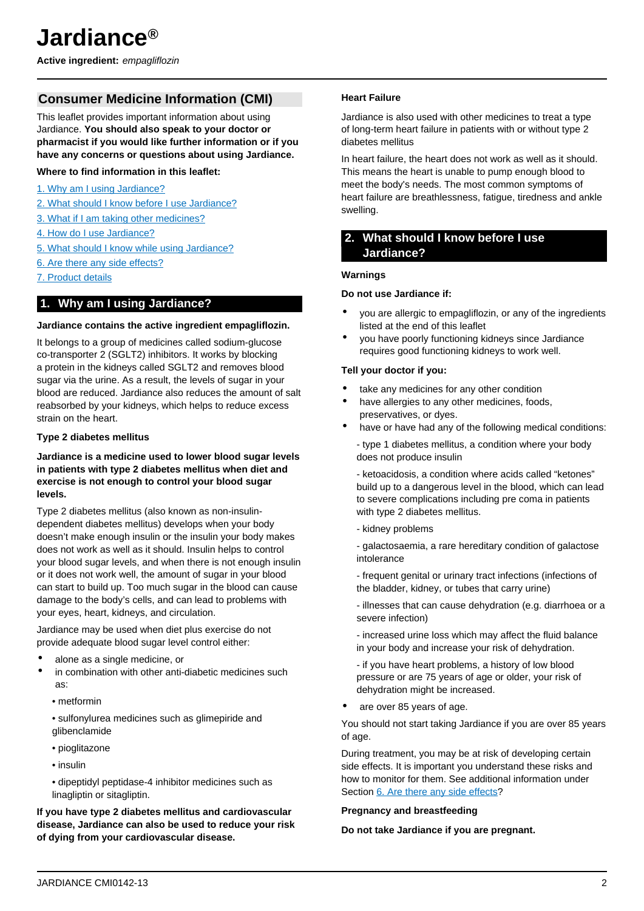# Jardiance®

**Active ingredient:** *empagliflozin*

## Consumer Medicine Information (CMI)

This leaflet provides important information about using Jardiance. **You should also speak to your doctor or pharmacist if you would like further information or if you have any concerns or questions about using Jardiance.**

**Where to find information in this leaflet:**

1. Why am I using Jardiance?
2. What should I know before I use Jardiance?
3. What if I am taking other medicines?
4. How do I use Jardiance?
5. What should I know while using Jardiance?
6. Are there any side effects?
7. Product details

## 1. Why am I using Jardiance?

**Jardiance contains the active ingredient empagliflozin.**

It belongs to a group of medicines called sodium-glucose co-transporter 2 (SGLT2) inhibitors. It works by blocking a protein in the kidneys called SGLT2 and removes blood sugar via the urine. As a result, the levels of sugar in your blood are reduced. Jardiance also reduces the amount of salt reabsorbed by your kidneys, which helps to reduce excess strain on the heart.

**Type 2 diabetes mellitus**

**Jardiance is a medicine used to lower blood sugar levels in patients with type 2 diabetes mellitus when diet and exercise is not enough to control your blood sugar levels.**

Type 2 diabetes mellitus (also known as non-insulin-dependent diabetes mellitus) develops when your body doesn't make enough insulin or the insulin your body makes does not work as well as it should. Insulin helps to control your blood sugar levels, and when there is not enough insulin or it does not work well, the amount of sugar in your blood can start to build up. Too much sugar in the blood can cause damage to the body's cells, and can lead to problems with your eyes, heart, kidneys, and circulation.

Jardiance may be used when diet plus exercise do not provide adequate blood sugar level control either:

- alone as a single medicine, or
- in combination with other anti-diabetic medicines such as:
  - metformin
  - sulfonylurea medicines such as glimepiride and glibenclamide
  - pioglitazone
  - insulin
  - dipeptidyl peptidase-4 inhibitor medicines such as linagliptin or sitagliptin.

**If you have type 2 diabetes mellitus and cardiovascular disease, Jardiance can also be used to reduce your risk of dying from your cardiovascular disease.**

**Heart Failure**

Jardiance is also used with other medicines to treat a type of long-term heart failure in patients with or without type 2 diabetes mellitus

In heart failure, the heart does not work as well as it should. This means the heart is unable to pump enough blood to meet the body's needs. The most common symptoms of heart failure are breathlessness, fatigue, tiredness and ankle swelling.

## 2. What should I know before I use Jardiance?

**Warnings**

**Do not use Jardiance if:**

- you are allergic to empagliflozin, or any of the ingredients listed at the end of this leaflet
- you have poorly functioning kidneys since Jardiance requires good functioning kidneys to work well.

**Tell your doctor if you:**

- take any medicines for any other condition
- have allergies to any other medicines, foods, preservatives, or dyes.
- have or have had any of the following medical conditions:
  - type 1 diabetes mellitus, a condition where your body does not produce insulin
  - ketoacidosis, a condition where acids called "ketones" build up to a dangerous level in the blood, which can lead to severe complications including pre coma in patients with type 2 diabetes mellitus.
  - kidney problems
  - galactosaemia, a rare hereditary condition of galactose intolerance
  - frequent genital or urinary tract infections (infections of the bladder, kidney, or tubes that carry urine)
  - illnesses that can cause dehydration (e.g. diarrhoea or a severe infection)
  - increased urine loss which may affect the fluid balance in your body and increase your risk of dehydration.
  - if you have heart problems, a history of low blood pressure or are 75 years of age or older, your risk of dehydration might be increased.
- are over 85 years of age.

You should not start taking Jardiance if you are over 85 years of age.

During treatment, you may be at risk of developing certain side effects. It is important you understand these risks and how to monitor for them. See additional information under Section 6. Are there any side effects?

**Pregnancy and breastfeeding**

**Do not take Jardiance if you are pregnant.**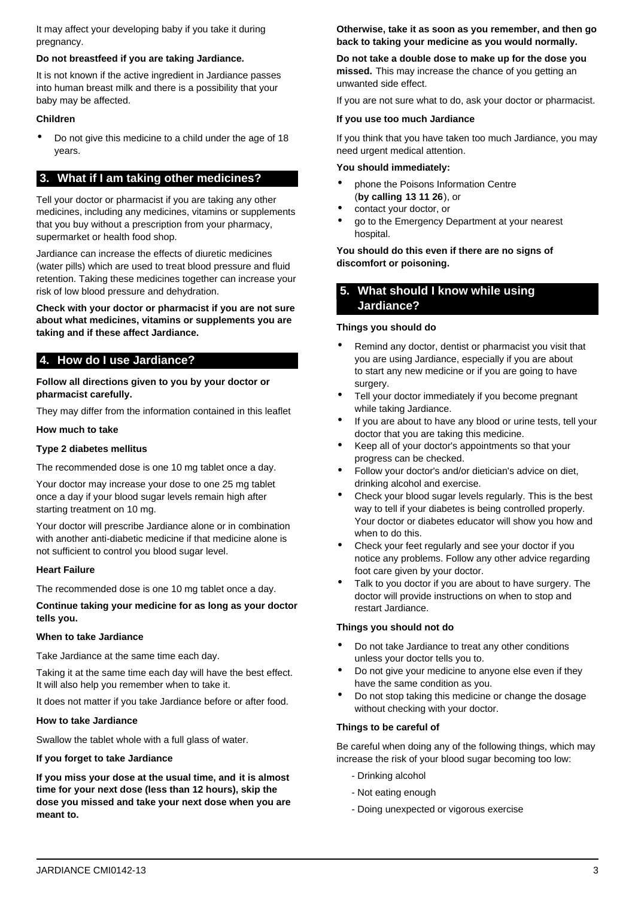It may affect your developing baby if you take it during pregnancy.

**Do not breastfeed if you are taking Jardiance.**

It is not known if the active ingredient in Jardiance passes into human breast milk and there is a possibility that your baby may be affected.

**Children**

- Do not give this medicine to a child under the age of 18 years.

## 3. What if I am taking other medicines?

Tell your doctor or pharmacist if you are taking any other medicines, including any medicines, vitamins or supplements that you buy without a prescription from your pharmacy, supermarket or health food shop.

Jardiance can increase the effects of diuretic medicines (water pills) which are used to treat blood pressure and fluid retention. Taking these medicines together can increase your risk of low blood pressure and dehydration.

**Check with your doctor or pharmacist if you are not sure about what medicines, vitamins or supplements you are taking and if these affect Jardiance.**

## 4. How do I use Jardiance?

**Follow all directions given to you by your doctor or pharmacist carefully.**

They may differ from the information contained in this leaflet

**How much to take**

**Type 2 diabetes mellitus**

The recommended dose is one 10 mg tablet once a day.

Your doctor may increase your dose to one 25 mg tablet once a day if your blood sugar levels remain high after starting treatment on 10 mg.

Your doctor will prescribe Jardiance alone or in combination with another anti-diabetic medicine if that medicine alone is not sufficient to control you blood sugar level.

**Heart Failure**

The recommended dose is one 10 mg tablet once a day.

**Continue taking your medicine for as long as your doctor tells you.**

**When to take Jardiance**

Take Jardiance at the same time each day.

Taking it at the same time each day will have the best effect. It will also help you remember when to take it.

It does not matter if you take Jardiance before or after food.

**How to take Jardiance**

Swallow the tablet whole with a full glass of water.

**If you forget to take Jardiance**

**If you miss your dose at the usual time, and it is almost time for your next dose (less than 12 hours), skip the dose you missed and take your next dose when you are meant to.**

**Otherwise, take it as soon as you remember, and then go back to taking your medicine as you would normally.**

**Do not take a double dose to make up for the dose you missed.** This may increase the chance of you getting an unwanted side effect.

If you are not sure what to do, ask your doctor or pharmacist.

**If you use too much Jardiance**

If you think that you have taken too much Jardiance, you may need urgent medical attention.

**You should immediately:**

- phone the Poisons Information Centre (**by calling 13 11 26**), or
- contact your doctor, or
- go to the Emergency Department at your nearest hospital.

**You should do this even if there are no signs of discomfort or poisoning.**

## 5. What should I know while using Jardiance?

**Things you should do**

- Remind any doctor, dentist or pharmacist you visit that you are using Jardiance, especially if you are about to start any new medicine or if you are going to have surgery.
- Tell your doctor immediately if you become pregnant while taking Jardiance.
- If you are about to have any blood or urine tests, tell your doctor that you are taking this medicine.
- Keep all of your doctor's appointments so that your progress can be checked.
- Follow your doctor's and/or dietician's advice on diet, drinking alcohol and exercise.
- Check your blood sugar levels regularly. This is the best way to tell if your diabetes is being controlled properly. Your doctor or diabetes educator will show you how and when to do this.
- Check your feet regularly and see your doctor if you notice any problems. Follow any other advice regarding foot care given by your doctor.
- Talk to you doctor if you are about to have surgery. The doctor will provide instructions on when to stop and restart Jardiance.

**Things you should not do**

- Do not take Jardiance to treat any other conditions unless your doctor tells you to.
- Do not give your medicine to anyone else even if they have the same condition as you.
- Do not stop taking this medicine or change the dosage without checking with your doctor.

**Things to be careful of**

Be careful when doing any of the following things, which may increase the risk of your blood sugar becoming too low:

- Drinking alcohol
- Not eating enough
- Doing unexpected or vigorous exercise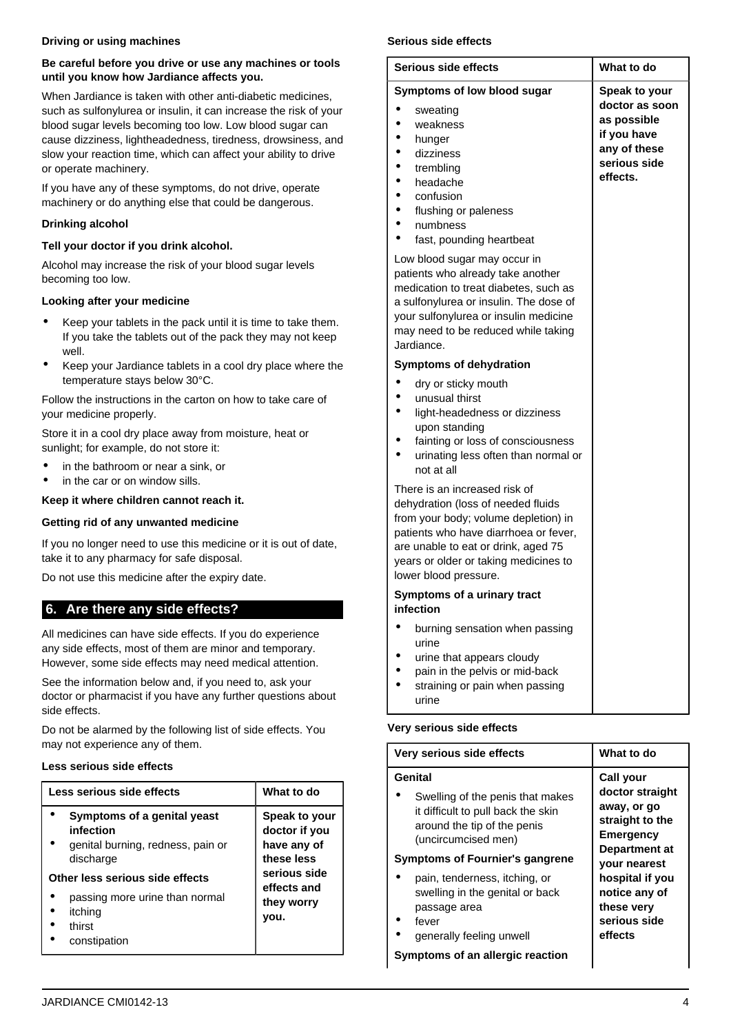**Driving or using machines**

**Be careful before you drive or use any machines or tools until you know how Jardiance affects you.**

When Jardiance is taken with other anti-diabetic medicines, such as sulfonylurea or insulin, it can increase the risk of your blood sugar levels becoming too low. Low blood sugar can cause dizziness, lightheadedness, tiredness, drowsiness, and slow your reaction time, which can affect your ability to drive or operate machinery.

If you have any of these symptoms, do not drive, operate machinery or do anything else that could be dangerous.

**Drinking alcohol**

**Tell your doctor if you drink alcohol.**

Alcohol may increase the risk of your blood sugar levels becoming too low.

**Looking after your medicine**

- Keep your tablets in the pack until it is time to take them. If you take the tablets out of the pack they may not keep well.
- Keep your Jardiance tablets in a cool dry place where the temperature stays below 30°C.

Follow the instructions in the carton on how to take care of your medicine properly.

Store it in a cool dry place away from moisture, heat or sunlight; for example, do not store it:

- in the bathroom or near a sink, or
- in the car or on window sills.

**Keep it where children cannot reach it.**

**Getting rid of any unwanted medicine**

If you no longer need to use this medicine or it is out of date, take it to any pharmacy for safe disposal.

Do not use this medicine after the expiry date.

## 6. Are there any side effects?

All medicines can have side effects. If you do experience any side effects, most of them are minor and temporary. However, some side effects may need medical attention.

See the information below and, if you need to, ask your doctor or pharmacist if you have any further questions about side effects.

Do not be alarmed by the following list of side effects. You may not experience any of them.

**Less serious side effects**

| Less serious side effects | What to do |
|---|---|
| • **Symptoms of a genital yeast infection**<br>• genital burning, redness, pain or discharge<br>**Other less serious side effects**<br>• passing more urine than normal<br>• itching<br>• thirst<br>• constipation | **Speak to your doctor if you have any of these less serious side effects and they worry you.** |

**Serious side effects**

| Serious side effects | What to do |
|---|---|
| **Symptoms of low blood sugar**<br>• sweating<br>• weakness<br>• hunger<br>• dizziness<br>• trembling<br>• headache<br>• confusion<br>• flushing or paleness<br>• numbness<br>• fast, pounding heartbeat<br>Low blood sugar may occur in patients who already take another medication to treat diabetes, such as a sulfonylurea or insulin. The dose of your sulfonylurea or insulin medicine may need to be reduced while taking Jardiance.<br>**Symptoms of dehydration**<br>• dry or sticky mouth<br>• unusual thirst<br>• light-headedness or dizziness upon standing<br>• fainting or loss of consciousness<br>• urinating less often than normal or not at all<br>There is an increased risk of dehydration (loss of needed fluids from your body; volume depletion) in patients who have diarrhoea or fever, are unable to eat or drink, aged 75 years or older or taking medicines to lower blood pressure.<br>**Symptoms of a urinary tract infection**<br>• burning sensation when passing urine<br>• urine that appears cloudy<br>• pain in the pelvis or mid-back<br>• straining or pain when passing urine | **Speak to your doctor as soon as possible if you have any of these serious side effects.** |

**Very serious side effects**

| Very serious side effects | What to do |
|---|---|
| **Genital**<br>• Swelling of the penis that makes it difficult to pull back the skin around the tip of the penis (uncircumcised men)<br>**Symptoms of Fournier's gangrene**<br>• pain, tenderness, itching, or swelling in the genital or back passage area<br>• fever<br>• generally feeling unwell<br>**Symptoms of an allergic reaction** | **Call your doctor straight away, or go straight to the Emergency Department at your nearest hospital if you notice any of these very serious side effects** |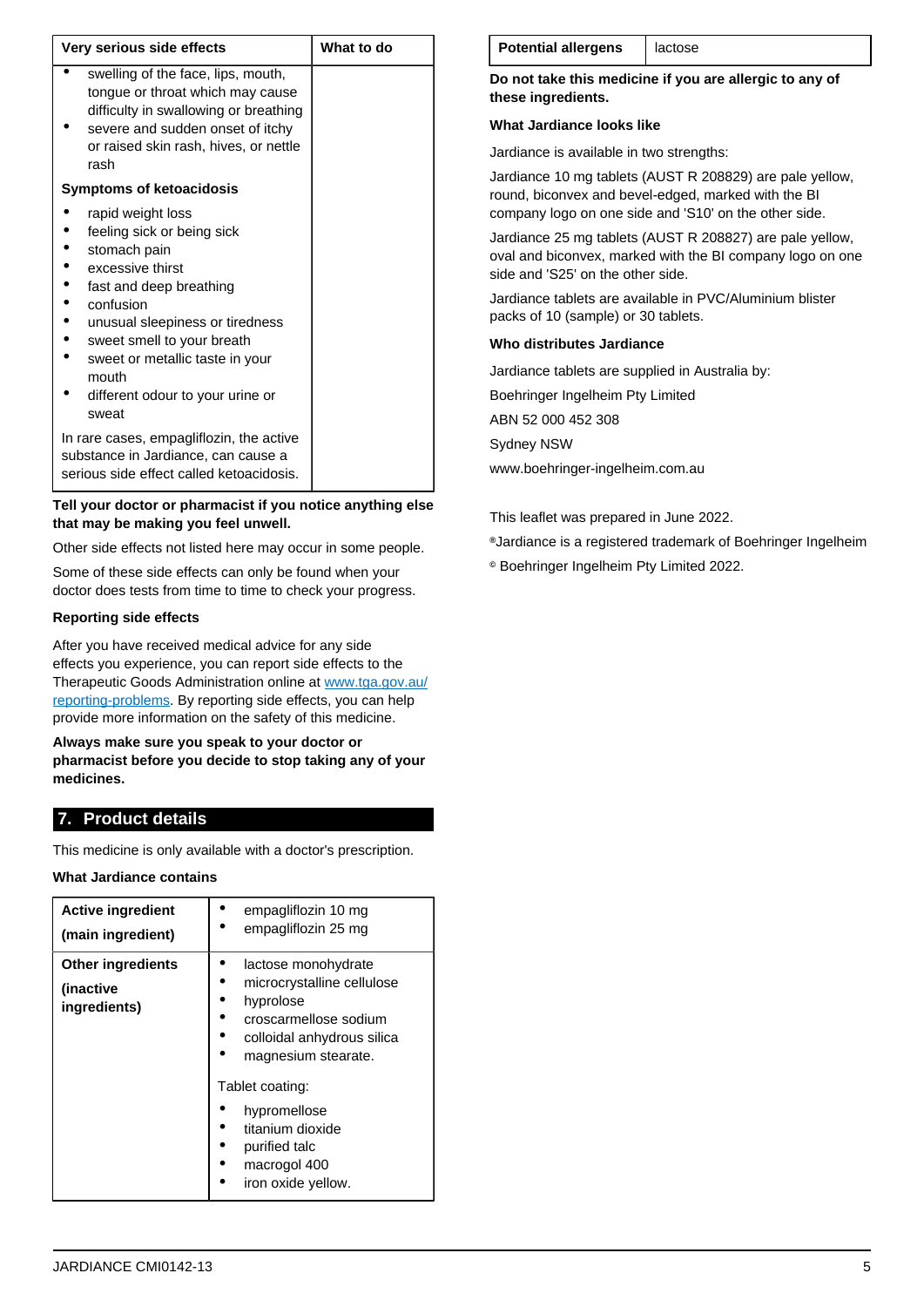| Very serious side effects | What to do |
|---|---|
| • swelling of the face, lips, mouth, tongue or throat which may cause difficulty in swallowing or breathing<br>• severe and sudden onset of itchy or raised skin rash, hives, or nettle rash<br>**Symptoms of ketoacidosis**<br>• rapid weight loss<br>• feeling sick or being sick<br>• stomach pain<br>• excessive thirst<br>• fast and deep breathing<br>• confusion<br>• unusual sleepiness or tiredness<br>• sweet smell to your breath<br>• sweet or metallic taste in your mouth<br>• different odour to your urine or sweat<br>In rare cases, empagliflozin, the active substance in Jardiance, can cause a serious side effect called ketoacidosis. | |

**Tell your doctor or pharmacist if you notice anything else that may be making you feel unwell.**

Other side effects not listed here may occur in some people.

Some of these side effects can only be found when your doctor does tests from time to time to check your progress.

**Reporting side effects**

After you have received medical advice for any side effects you experience, you can report side effects to the Therapeutic Goods Administration online at www.tga.gov.au/reporting-problems. By reporting side effects, you can help provide more information on the safety of this medicine.

**Always make sure you speak to your doctor or pharmacist before you decide to stop taking any of your medicines.**

## 7. Product details

This medicine is only available with a doctor's prescription.

**What Jardiance contains**

| | |
|---|---|
| **Active ingredient (main ingredient)** | • empagliflozin 10 mg<br>• empagliflozin 25 mg |
| **Other ingredients (inactive ingredients)** | • lactose monohydrate<br>• microcrystalline cellulose<br>• hyprolose<br>• croscarmellose sodium<br>• colloidal anhydrous silica<br>• magnesium stearate.<br>Tablet coating:<br>• hypromellose<br>• titanium dioxide<br>• purified talc<br>• macrogol 400<br>• iron oxide yellow. |
| **Potential allergens** | lactose |

**Do not take this medicine if you are allergic to any of these ingredients.**

**What Jardiance looks like**

Jardiance is available in two strengths:

Jardiance 10 mg tablets (AUST R 208829) are pale yellow, round, biconvex and bevel-edged, marked with the BI company logo on one side and 'S10' on the other side.

Jardiance 25 mg tablets (AUST R 208827) are pale yellow, oval and biconvex, marked with the BI company logo on one side and 'S25' on the other side.

Jardiance tablets are available in PVC/Aluminium blister packs of 10 (sample) or 30 tablets.

**Who distributes Jardiance**

Jardiance tablets are supplied in Australia by:

Boehringer Ingelheim Pty Limited

ABN 52 000 452 308

Sydney NSW

www.boehringer-ingelheim.com.au

This leaflet was prepared in June 2022.

®Jardiance is a registered trademark of Boehringer Ingelheim

© Boehringer Ingelheim Pty Limited 2022.